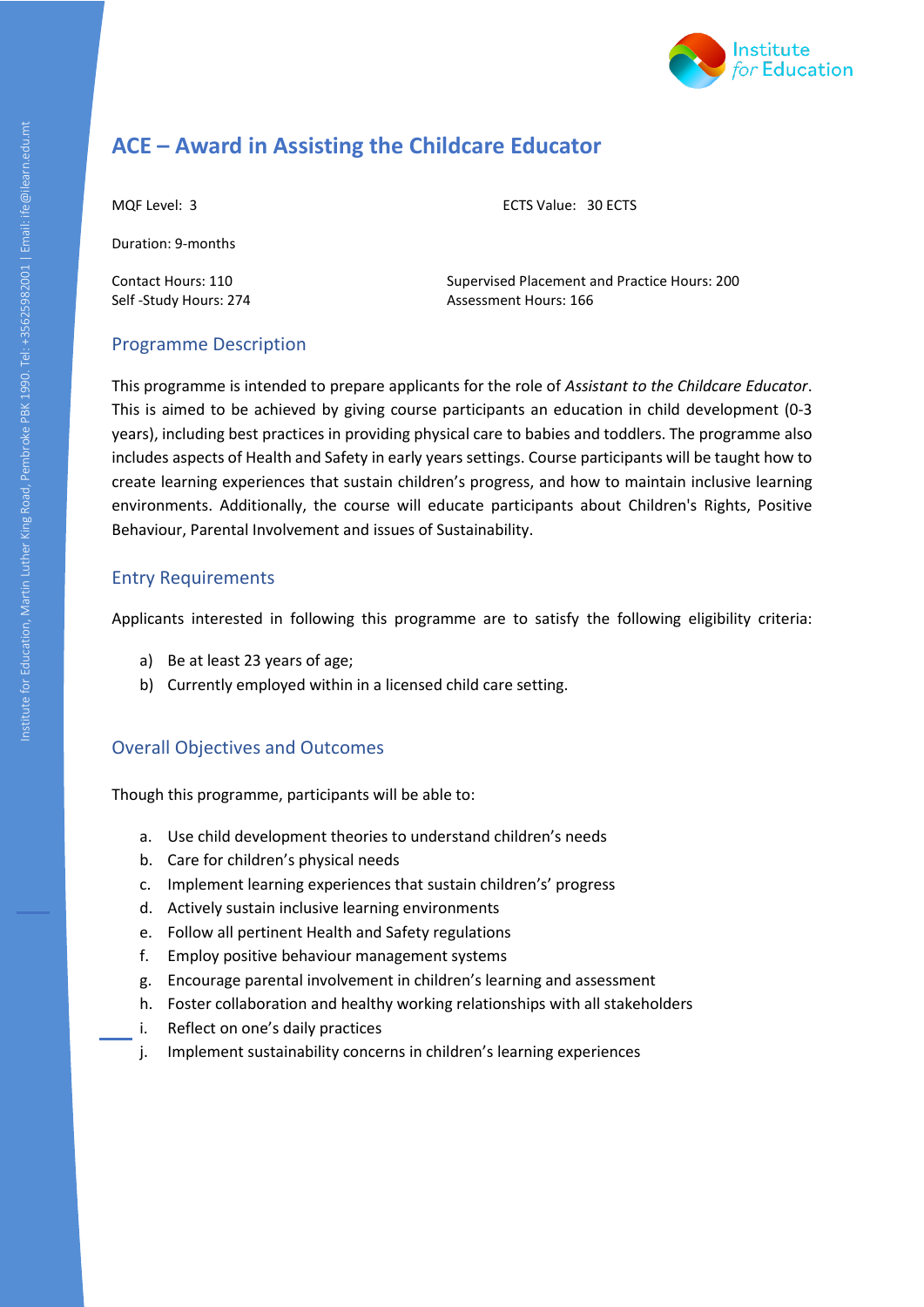# ACE – Award in Assisting the Childcare Educator

MQF Level: 3

ECTS Value: 30 ECTS

Duration: 9-months

Contact Hours: 110

Self -Study Hours: 274

Supervised Placement and Practice Hours: 200

Assessment Hours: 166

## Programme Description

This programme is intended to prepare applicants for the role of *Assistant to the Childcare Educator*. This is aimed to be achieved by giving course participants an education in child development (0-3 years), including best practices in providing physical care to babies and toddlers. The programme also includes aspects of Health and Safety in early years settings. Course participants will be taught how to create learning experiences that sustain children's progress, and how to maintain inclusive learning environments. Additionally, the course will educate participants about Children's Rights, Positive Behaviour, Parental Involvement and issues of Sustainability.

## Entry Requirements

Applicants interested in following this programme are to satisfy the following eligibility criteria:

a) Be at least 23 years of age;
b) Currently employed within in a licensed child care setting.

## Overall Objectives and Outcomes

Though this programme, participants will be able to:

a. Use child development theories to understand children's needs
b. Care for children's physical needs
c. Implement learning experiences that sustain children's' progress
d. Actively sustain inclusive learning environments
e. Follow all pertinent Health and Safety regulations
f. Employ positive behaviour management systems
g. Encourage parental involvement in children's learning and assessment
h. Foster collaboration and healthy working relationships with all stakeholders
i. Reflect on one's daily practices
j. Implement sustainability concerns in children's learning experiences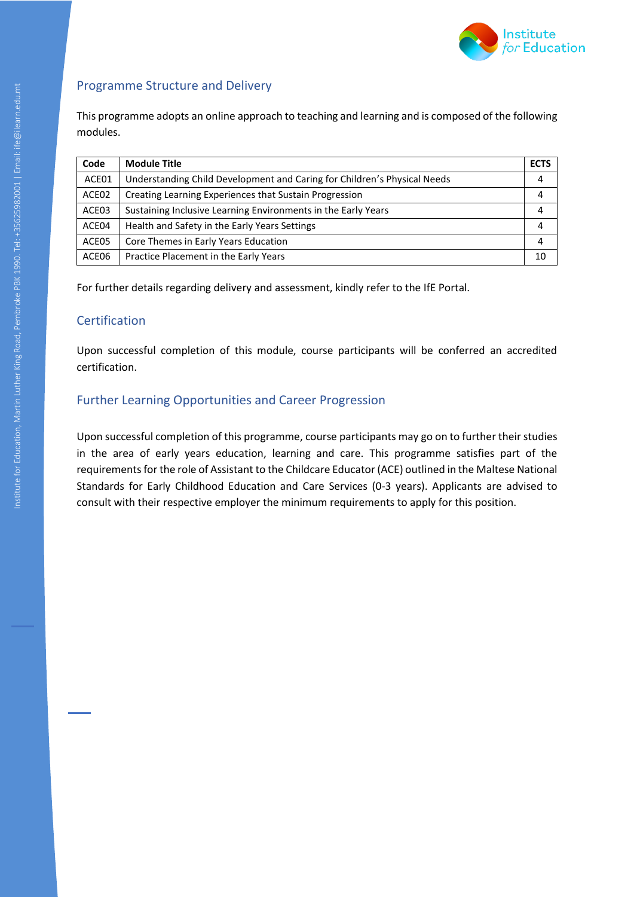## Programme Structure and Delivery

This programme adopts an online approach to teaching and learning and is composed of the following modules.

| Code | Module Title | ECTS |
|---|---|---|
| ACE01 | Understanding Child Development and Caring for Children's Physical Needs | 4 |
| ACE02 | Creating Learning Experiences that Sustain Progression | 4 |
| ACE03 | Sustaining Inclusive Learning Environments in the Early Years | 4 |
| ACE04 | Health and Safety in the Early Years Settings | 4 |
| ACE05 | Core Themes in Early Years Education | 4 |
| ACE06 | Practice Placement in the Early Years | 10 |

For further details regarding delivery and assessment, kindly refer to the IfE Portal.

## Certification

Upon successful completion of this module, course participants will be conferred an accredited certification.

## Further Learning Opportunities and Career Progression

Upon successful completion of this programme, course participants may go on to further their studies in the area of early years education, learning and care. This programme satisfies part of the requirements for the role of Assistant to the Childcare Educator (ACE) outlined in the Maltese National Standards for Early Childhood Education and Care Services (0-3 years). Applicants are advised to consult with their respective employer the minimum requirements to apply for this position.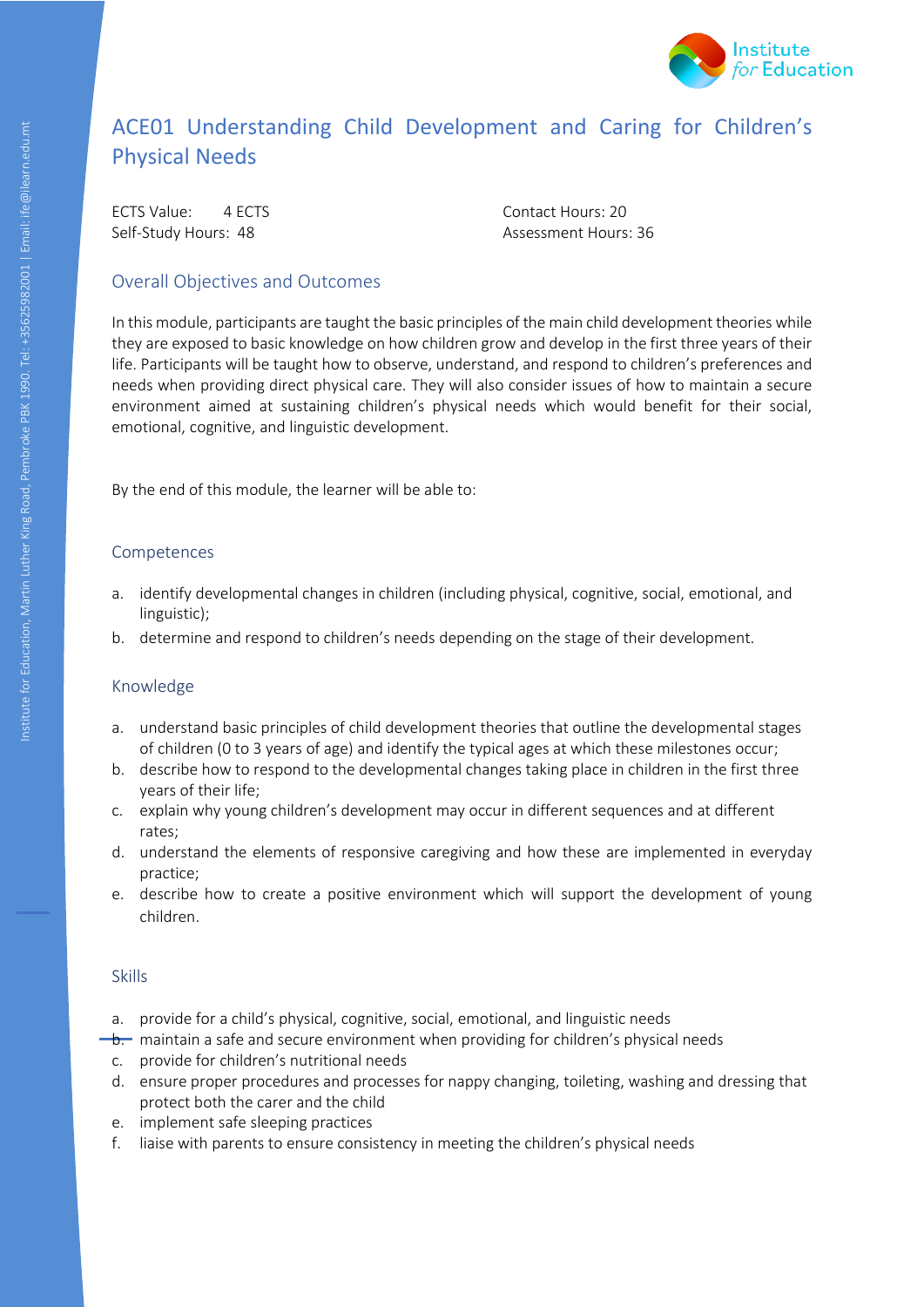# ACE01 Understanding Child Development and Caring for Children's Physical Needs

ECTS Value: 4 ECTS

Contact Hours: 20

Self-Study Hours: 48

Assessment Hours: 36

## Overall Objectives and Outcomes

In this module, participants are taught the basic principles of the main child development theories while they are exposed to basic knowledge on how children grow and develop in the first three years of their life. Participants will be taught how to observe, understand, and respond to children's preferences and needs when providing direct physical care. They will also consider issues of how to maintain a secure environment aimed at sustaining children's physical needs which would benefit for their social, emotional, cognitive, and linguistic development.

By the end of this module, the learner will be able to:

## Competences

a. identify developmental changes in children (including physical, cognitive, social, emotional, and linguistic);
b. determine and respond to children's needs depending on the stage of their development.

## Knowledge

a. understand basic principles of child development theories that outline the developmental stages of children (0 to 3 years of age) and identify the typical ages at which these milestones occur;
b. describe how to respond to the developmental changes taking place in children in the first three years of their life;
c. explain why young children's development may occur in different sequences and at different rates;
d. understand the elements of responsive caregiving and how these are implemented in everyday practice;
e. describe how to create a positive environment which will support the development of young children.

## Skills

a. provide for a child's physical, cognitive, social, emotional, and linguistic needs
b. maintain a safe and secure environment when providing for children's physical needs
c. provide for children's nutritional needs
d. ensure proper procedures and processes for nappy changing, toileting, washing and dressing that protect both the carer and the child
e. implement safe sleeping practices
f. liaise with parents to ensure consistency in meeting the children's physical needs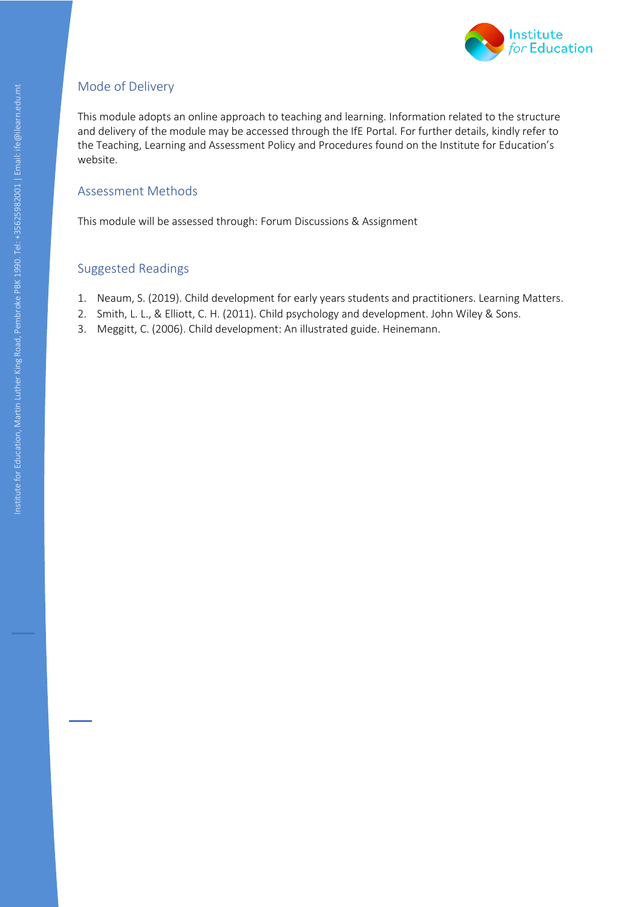## Mode of Delivery

This module adopts an online approach to teaching and learning. Information related to the structure and delivery of the module may be accessed through the IfE Portal. For further details, kindly refer to the Teaching, Learning and Assessment Policy and Procedures found on the Institute for Education's website.

## Assessment Methods

This module will be assessed through: Forum Discussions & Assignment

## Suggested Readings

1. Neaum, S. (2019). Child development for early years students and practitioners. Learning Matters.
2. Smith, L. L., & Elliott, C. H. (2011). Child psychology and development. John Wiley & Sons.
3. Meggitt, C. (2006). Child development: An illustrated guide. Heinemann.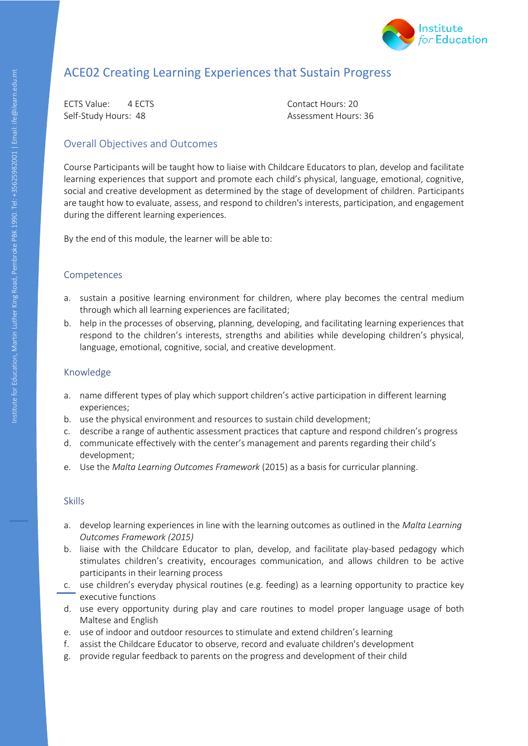# ACE02 Creating Learning Experiences that Sustain Progress

ECTS Value: 4 ECTS
Self-Study Hours: 48
Contact Hours: 20
Assessment Hours: 36

## Overall Objectives and Outcomes

Course Participants will be taught how to liaise with Childcare Educators to plan, develop and facilitate learning experiences that support and promote each child's physical, language, emotional, cognitive, social and creative development as determined by the stage of development of children. Participants are taught how to evaluate, assess, and respond to children's interests, participation, and engagement during the different learning experiences.

By the end of this module, the learner will be able to:

## Competences

a. sustain a positive learning environment for children, where play becomes the central medium through which all learning experiences are facilitated;
b. help in the processes of observing, planning, developing, and facilitating learning experiences that respond to the children's interests, strengths and abilities while developing children's physical, language, emotional, cognitive, social, and creative development.

## Knowledge

a. name different types of play which support children's active participation in different learning experiences;
b. use the physical environment and resources to sustain child development;
c. describe a range of authentic assessment practices that capture and respond children's progress
d. communicate effectively with the center's management and parents regarding their child's development;
e. Use the *Malta Learning Outcomes Framework* (2015) as a basis for curricular planning.

## Skills

a. develop learning experiences in line with the learning outcomes as outlined in the *Malta Learning Outcomes Framework (2015)*
b. liaise with the Childcare Educator to plan, develop, and facilitate play-based pedagogy which stimulates children's creativity, encourages communication, and allows children to be active participants in their learning process
c. use children's everyday physical routines (e.g. feeding) as a learning opportunity to practice key executive functions
d. use every opportunity during play and care routines to model proper language usage of both Maltese and English
e. use of indoor and outdoor resources to stimulate and extend children's learning
f. assist the Childcare Educator to observe, record and evaluate children's development
g. provide regular feedback to parents on the progress and development of their child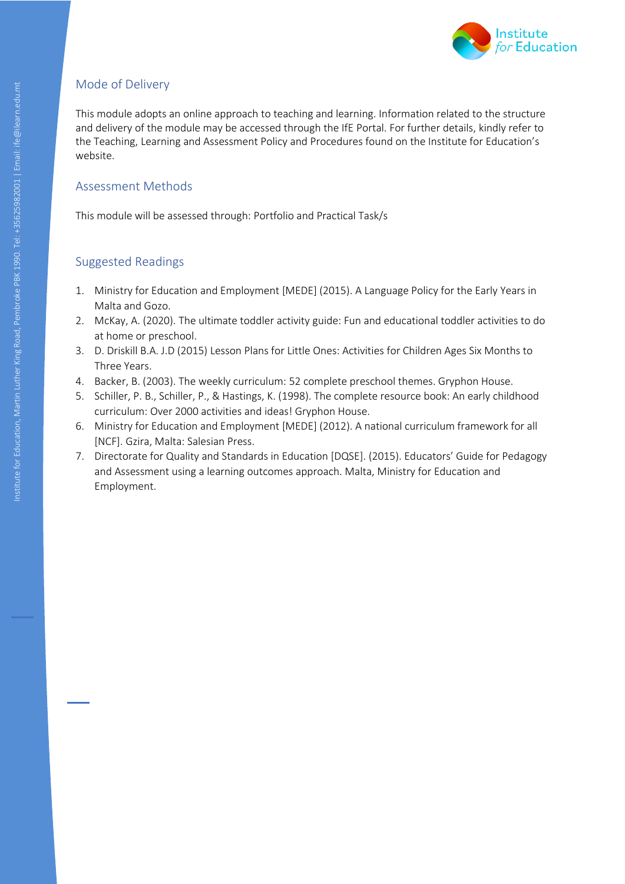## Mode of Delivery

This module adopts an online approach to teaching and learning. Information related to the structure and delivery of the module may be accessed through the IfE Portal. For further details, kindly refer to the Teaching, Learning and Assessment Policy and Procedures found on the Institute for Education's website.

## Assessment Methods

This module will be assessed through: Portfolio and Practical Task/s

## Suggested Readings

1. Ministry for Education and Employment [MEDE] (2015). A Language Policy for the Early Years in Malta and Gozo.
2. McKay, A. (2020). The ultimate toddler activity guide: Fun and educational toddler activities to do at home or preschool.
3. D. Driskill B.A. J.D (2015) Lesson Plans for Little Ones: Activities for Children Ages Six Months to Three Years.
4. Backer, B. (2003). The weekly curriculum: 52 complete preschool themes. Gryphon House.
5. Schiller, P. B., Schiller, P., & Hastings, K. (1998). The complete resource book: An early childhood curriculum: Over 2000 activities and ideas! Gryphon House.
6. Ministry for Education and Employment [MEDE] (2012). A national curriculum framework for all [NCF]. Gzira, Malta: Salesian Press.
7. Directorate for Quality and Standards in Education [DQSE]. (2015). Educators' Guide for Pedagogy and Assessment using a learning outcomes approach. Malta, Ministry for Education and Employment.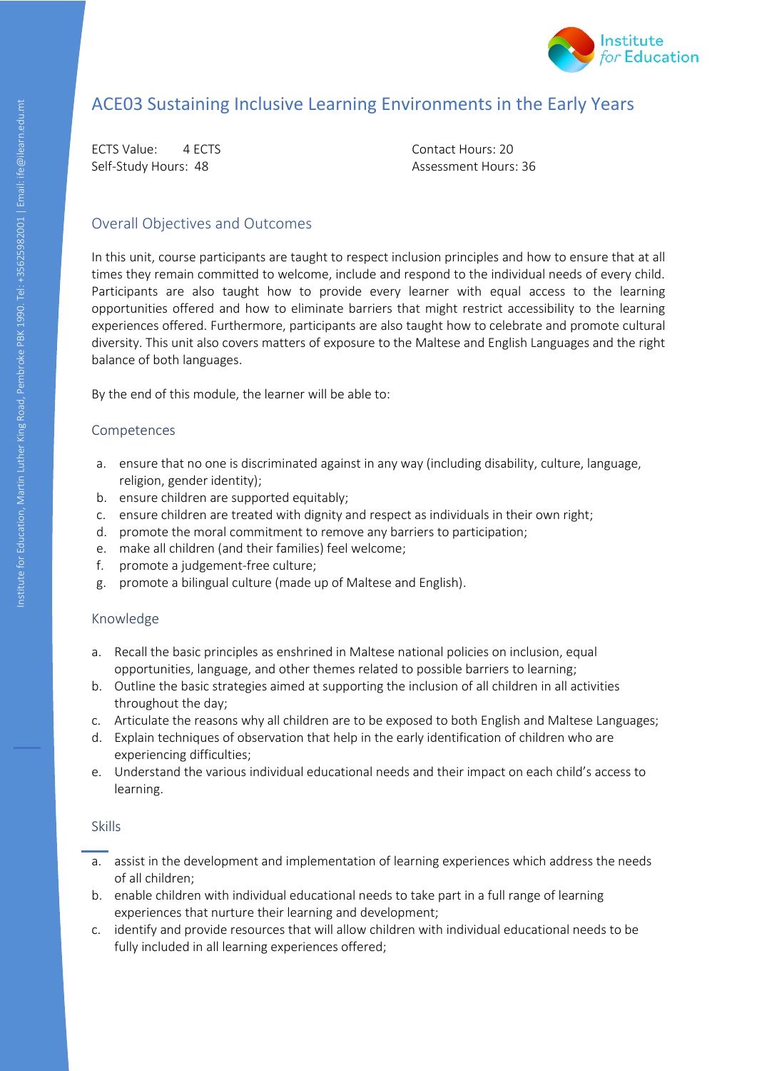# ACE03 Sustaining Inclusive Learning Environments in the Early Years

ECTS Value: 4 ECTS
Self-Study Hours: 48

Contact Hours: 20
Assessment Hours: 36

## Overall Objectives and Outcomes

In this unit, course participants are taught to respect inclusion principles and how to ensure that at all times they remain committed to welcome, include and respond to the individual needs of every child. Participants are also taught how to provide every learner with equal access to the learning opportunities offered and how to eliminate barriers that might restrict accessibility to the learning experiences offered. Furthermore, participants are also taught how to celebrate and promote cultural diversity. This unit also covers matters of exposure to the Maltese and English Languages and the right balance of both languages.

By the end of this module, the learner will be able to:

### Competences

a. ensure that no one is discriminated against in any way (including disability, culture, language, religion, gender identity);
b. ensure children are supported equitably;
c. ensure children are treated with dignity and respect as individuals in their own right;
d. promote the moral commitment to remove any barriers to participation;
e. make all children (and their families) feel welcome;
f. promote a judgement-free culture;
g. promote a bilingual culture (made up of Maltese and English).

### Knowledge

a. Recall the basic principles as enshrined in Maltese national policies on inclusion, equal opportunities, language, and other themes related to possible barriers to learning;
b. Outline the basic strategies aimed at supporting the inclusion of all children in all activities throughout the day;
c. Articulate the reasons why all children are to be exposed to both English and Maltese Languages;
d. Explain techniques of observation that help in the early identification of children who are experiencing difficulties;
e. Understand the various individual educational needs and their impact on each child's access to learning.

### Skills

a. assist in the development and implementation of learning experiences which address the needs of all children;
b. enable children with individual educational needs to take part in a full range of learning experiences that nurture their learning and development;
c. identify and provide resources that will allow children with individual educational needs to be fully included in all learning experiences offered;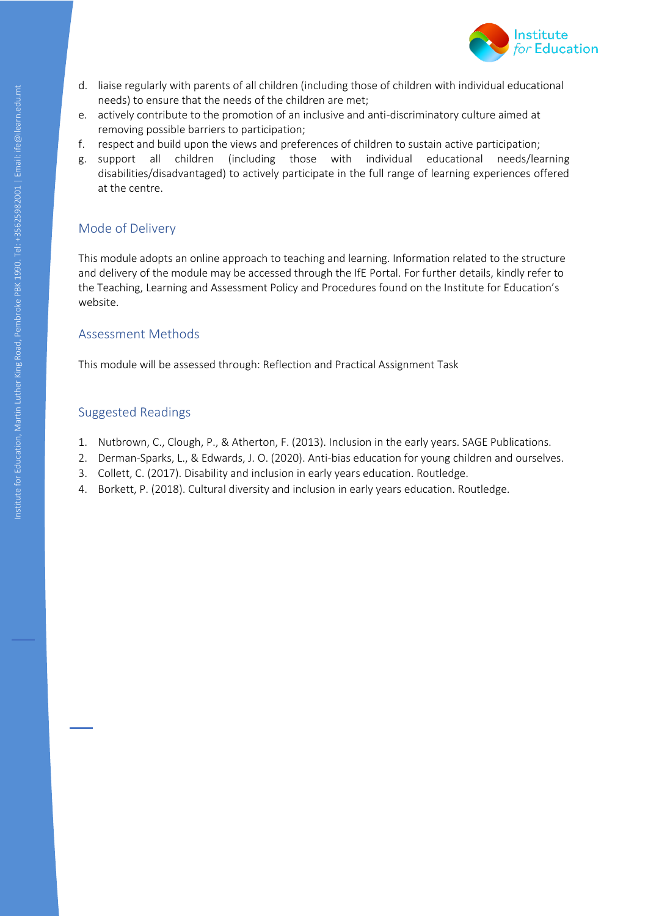d. liaise regularly with parents of all children (including those of children with individual educational needs) to ensure that the needs of the children are met;
e. actively contribute to the promotion of an inclusive and anti-discriminatory culture aimed at removing possible barriers to participation;
f. respect and build upon the views and preferences of children to sustain active participation;
g. support all children (including those with individual educational needs/learning disabilities/disadvantaged) to actively participate in the full range of learning experiences offered at the centre.

## Mode of Delivery

This module adopts an online approach to teaching and learning. Information related to the structure and delivery of the module may be accessed through the IfE Portal. For further details, kindly refer to the Teaching, Learning and Assessment Policy and Procedures found on the Institute for Education's website.

## Assessment Methods

This module will be assessed through: Reflection and Practical Assignment Task

## Suggested Readings

1. Nutbrown, C., Clough, P., & Atherton, F. (2013). Inclusion in the early years. SAGE Publications.
2. Derman-Sparks, L., & Edwards, J. O. (2020). Anti-bias education for young children and ourselves.
3. Collett, C. (2017). Disability and inclusion in early years education. Routledge.
4. Borkett, P. (2018). Cultural diversity and inclusion in early years education. Routledge.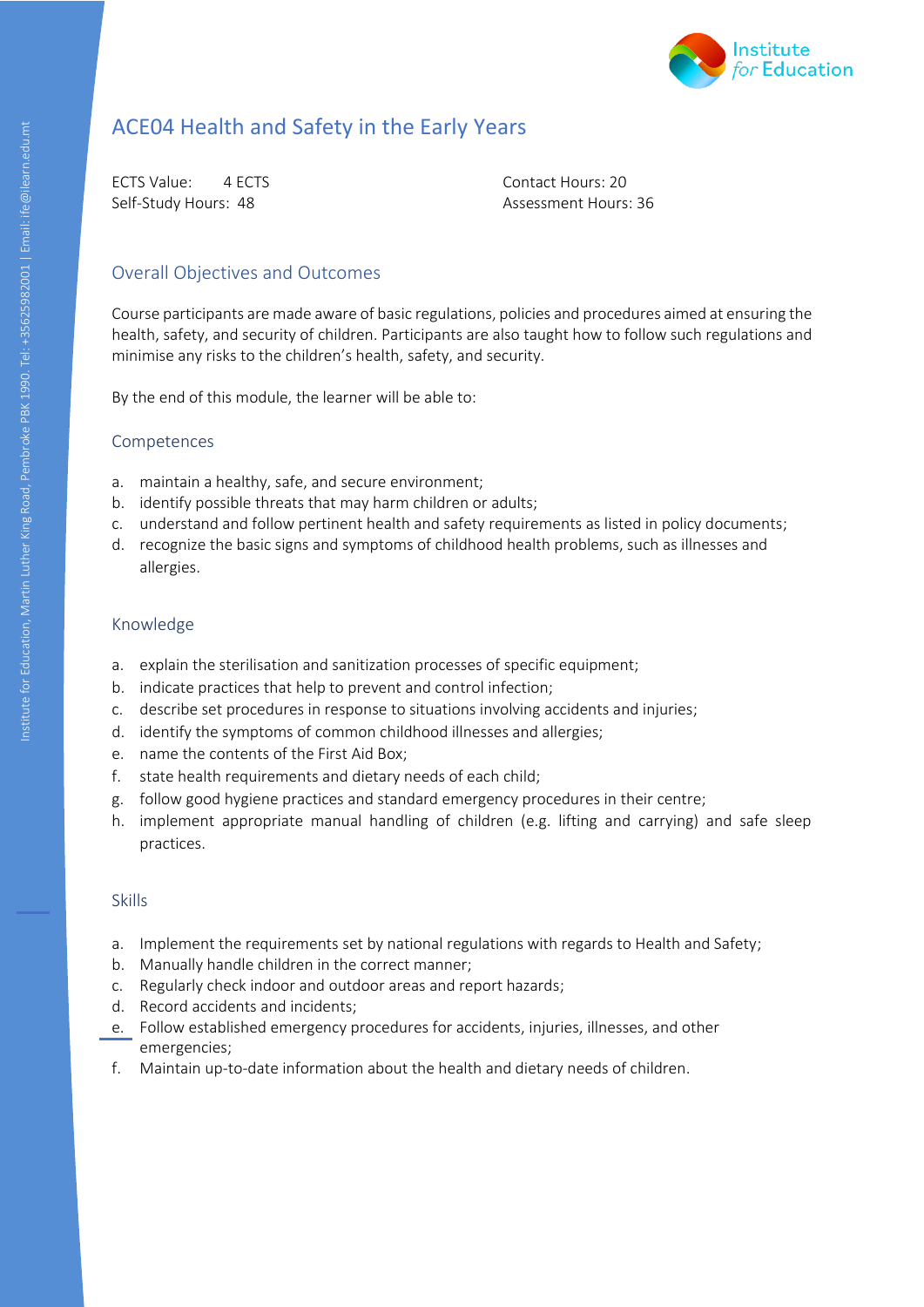# ACE04 Health and Safety in the Early Years

ECTS Value: 4 ECTS
Self-Study Hours: 48
Contact Hours: 20
Assessment Hours: 36

## Overall Objectives and Outcomes

Course participants are made aware of basic regulations, policies and procedures aimed at ensuring the health, safety, and security of children. Participants are also taught how to follow such regulations and minimise any risks to the children's health, safety, and security.

By the end of this module, the learner will be able to:

### Competences

a. maintain a healthy, safe, and secure environment;
b. identify possible threats that may harm children or adults;
c. understand and follow pertinent health and safety requirements as listed in policy documents;
d. recognize the basic signs and symptoms of childhood health problems, such as illnesses and allergies.

### Knowledge

a. explain the sterilisation and sanitization processes of specific equipment;
b. indicate practices that help to prevent and control infection;
c. describe set procedures in response to situations involving accidents and injuries;
d. identify the symptoms of common childhood illnesses and allergies;
e. name the contents of the First Aid Box;
f. state health requirements and dietary needs of each child;
g. follow good hygiene practices and standard emergency procedures in their centre;
h. implement appropriate manual handling of children (e.g. lifting and carrying) and safe sleep practices.

### Skills

a. Implement the requirements set by national regulations with regards to Health and Safety;
b. Manually handle children in the correct manner;
c. Regularly check indoor and outdoor areas and report hazards;
d. Record accidents and incidents;
e. Follow established emergency procedures for accidents, injuries, illnesses, and other emergencies;
f. Maintain up-to-date information about the health and dietary needs of children.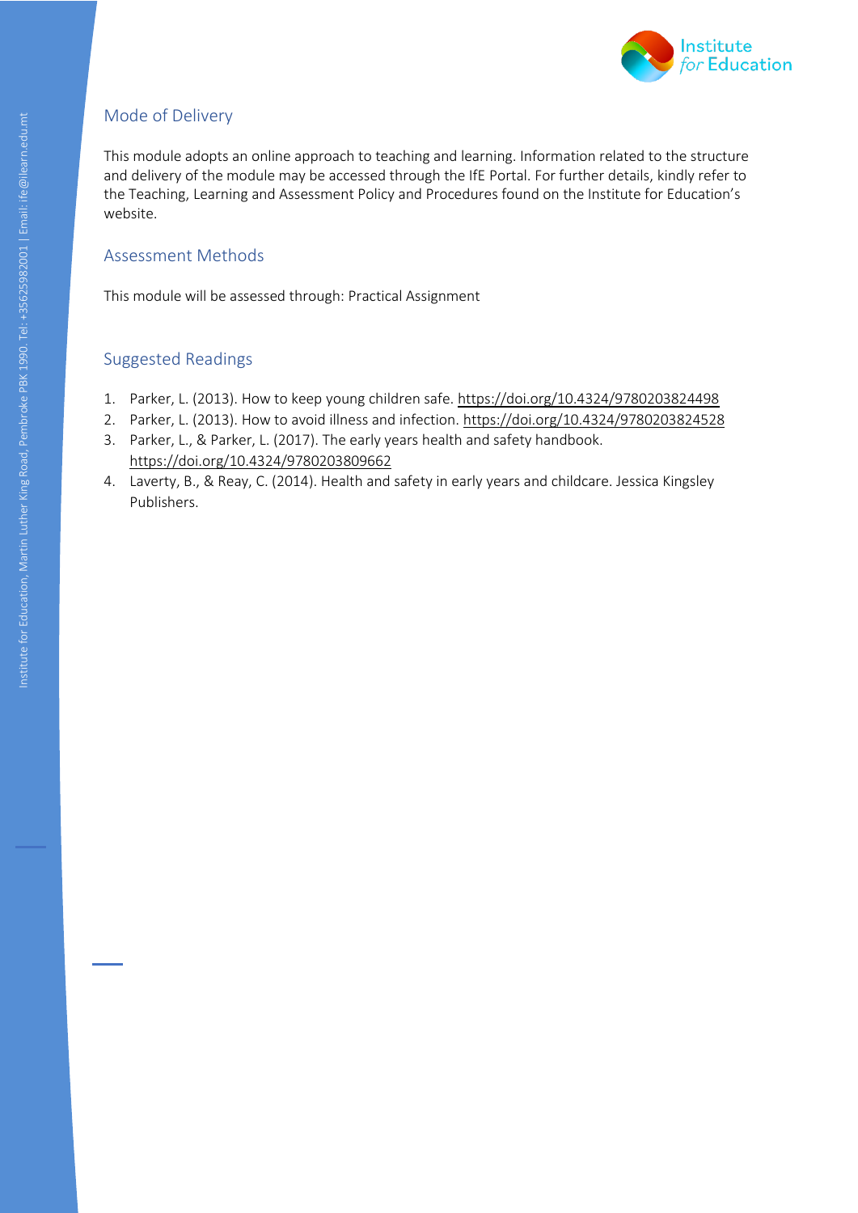## Mode of Delivery

This module adopts an online approach to teaching and learning. Information related to the structure and delivery of the module may be accessed through the IfE Portal. For further details, kindly refer to the Teaching, Learning and Assessment Policy and Procedures found on the Institute for Education's website.

## Assessment Methods

This module will be assessed through: Practical Assignment

## Suggested Readings

1. Parker, L. (2013). How to keep young children safe. https://doi.org/10.4324/9780203824498
2. Parker, L. (2013). How to avoid illness and infection. https://doi.org/10.4324/9780203824528
3. Parker, L., & Parker, L. (2017). The early years health and safety handbook. https://doi.org/10.4324/9780203809662
4. Laverty, B., & Reay, C. (2014). Health and safety in early years and childcare. Jessica Kingsley Publishers.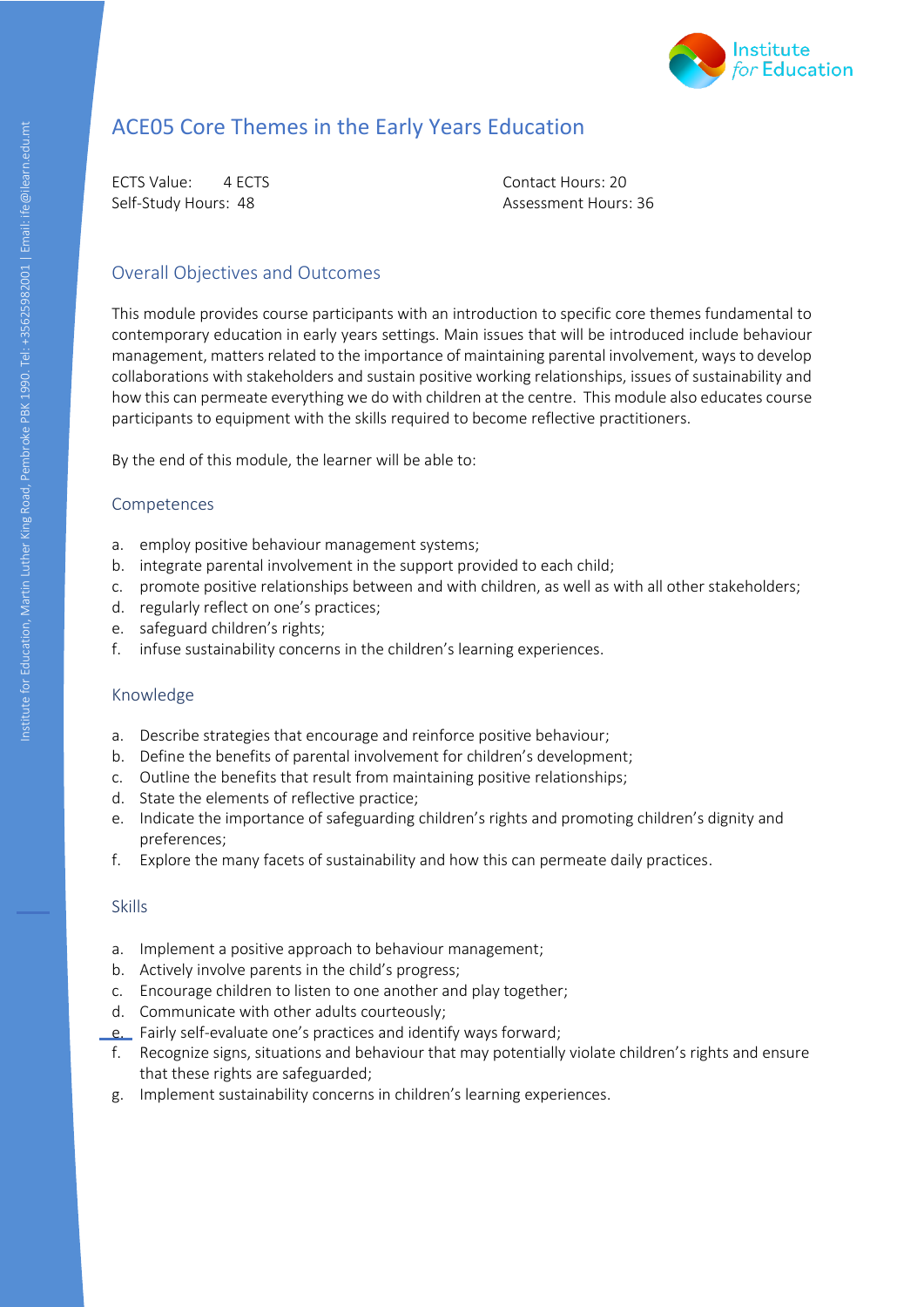# ACE05 Core Themes in the Early Years Education

ECTS Value: 4 ECTS
Self-Study Hours: 48
Contact Hours: 20
Assessment Hours: 36

## Overall Objectives and Outcomes

This module provides course participants with an introduction to specific core themes fundamental to contemporary education in early years settings. Main issues that will be introduced include behaviour management, matters related to the importance of maintaining parental involvement, ways to develop collaborations with stakeholders and sustain positive working relationships, issues of sustainability and how this can permeate everything we do with children at the centre. This module also educates course participants to equipment with the skills required to become reflective practitioners.

By the end of this module, the learner will be able to:

### Competences

a. employ positive behaviour management systems;
b. integrate parental involvement in the support provided to each child;
c. promote positive relationships between and with children, as well as with all other stakeholders;
d. regularly reflect on one's practices;
e. safeguard children's rights;
f. infuse sustainability concerns in the children's learning experiences.

### Knowledge

a. Describe strategies that encourage and reinforce positive behaviour;
b. Define the benefits of parental involvement for children's development;
c. Outline the benefits that result from maintaining positive relationships;
d. State the elements of reflective practice;
e. Indicate the importance of safeguarding children's rights and promoting children's dignity and preferences;
f. Explore the many facets of sustainability and how this can permeate daily practices.

### Skills

a. Implement a positive approach to behaviour management;
b. Actively involve parents in the child's progress;
c. Encourage children to listen to one another and play together;
d. Communicate with other adults courteously;
e. Fairly self-evaluate one's practices and identify ways forward;
f. Recognize signs, situations and behaviour that may potentially violate children's rights and ensure that these rights are safeguarded;
g. Implement sustainability concerns in children's learning experiences.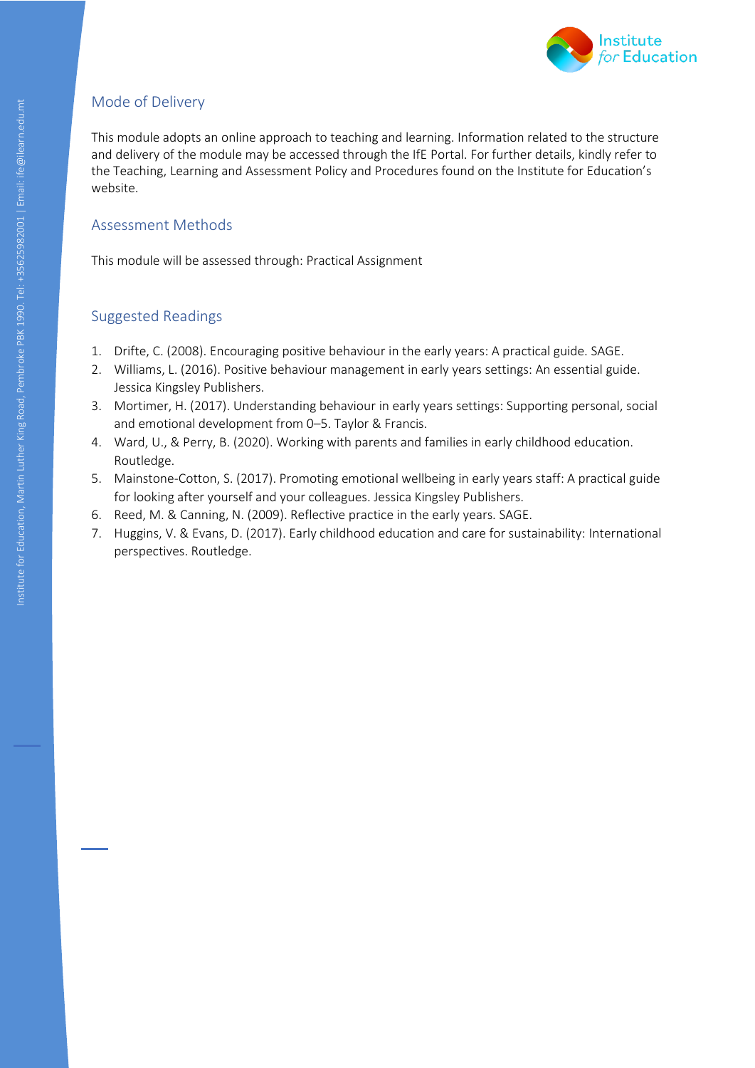## Mode of Delivery

This module adopts an online approach to teaching and learning. Information related to the structure and delivery of the module may be accessed through the IfE Portal. For further details, kindly refer to the Teaching, Learning and Assessment Policy and Procedures found on the Institute for Education's website.

## Assessment Methods

This module will be assessed through: Practical Assignment

## Suggested Readings

1. Drifte, C. (2008). Encouraging positive behaviour in the early years: A practical guide. SAGE.
2. Williams, L. (2016). Positive behaviour management in early years settings: An essential guide. Jessica Kingsley Publishers.
3. Mortimer, H. (2017). Understanding behaviour in early years settings: Supporting personal, social and emotional development from 0–5. Taylor & Francis.
4. Ward, U., & Perry, B. (2020). Working with parents and families in early childhood education. Routledge.
5. Mainstone-Cotton, S. (2017). Promoting emotional wellbeing in early years staff: A practical guide for looking after yourself and your colleagues. Jessica Kingsley Publishers.
6. Reed, M. & Canning, N. (2009). Reflective practice in the early years. SAGE.
7. Huggins, V. & Evans, D. (2017). Early childhood education and care for sustainability: International perspectives. Routledge.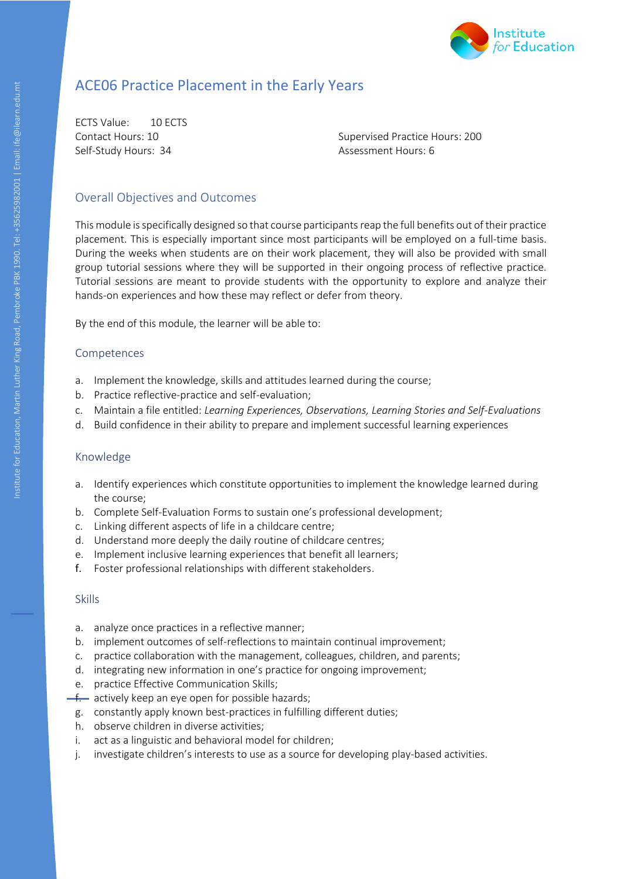# ACE06 Practice Placement in the Early Years

ECTS Value: 10 ECTS
Contact Hours: 10
Self-Study Hours: 34

Supervised Practice Hours: 200
Assessment Hours: 6

## Overall Objectives and Outcomes

This module is specifically designed so that course participants reap the full benefits out of their practice placement. This is especially important since most participants will be employed on a full-time basis. During the weeks when students are on their work placement, they will also be provided with small group tutorial sessions where they will be supported in their ongoing process of reflective practice. Tutorial sessions are meant to provide students with the opportunity to explore and analyze their hands-on experiences and how these may reflect or defer from theory.

By the end of this module, the learner will be able to:

### Competences

a. Implement the knowledge, skills and attitudes learned during the course;
b. Practice reflective-practice and self-evaluation;
c. Maintain a file entitled: *Learning Experiences, Observations, Learning Stories and Self-Evaluations*
d. Build confidence in their ability to prepare and implement successful learning experiences

### Knowledge

a. Identify experiences which constitute opportunities to implement the knowledge learned during the course;
b. Complete Self-Evaluation Forms to sustain one's professional development;
c. Linking different aspects of life in a childcare centre;
d. Understand more deeply the daily routine of childcare centres;
e. Implement inclusive learning experiences that benefit all learners;
f. Foster professional relationships with different stakeholders.

### Skills

a. analyze once practices in a reflective manner;
b. implement outcomes of self-reflections to maintain continual improvement;
c. practice collaboration with the management, colleagues, children, and parents;
d. integrating new information in one's practice for ongoing improvement;
e. practice Effective Communication Skills;
f. actively keep an eye open for possible hazards;
g. constantly apply known best-practices in fulfilling different duties;
h. observe children in diverse activities;
i. act as a linguistic and behavioral model for children;
j. investigate children's interests to use as a source for developing play-based activities.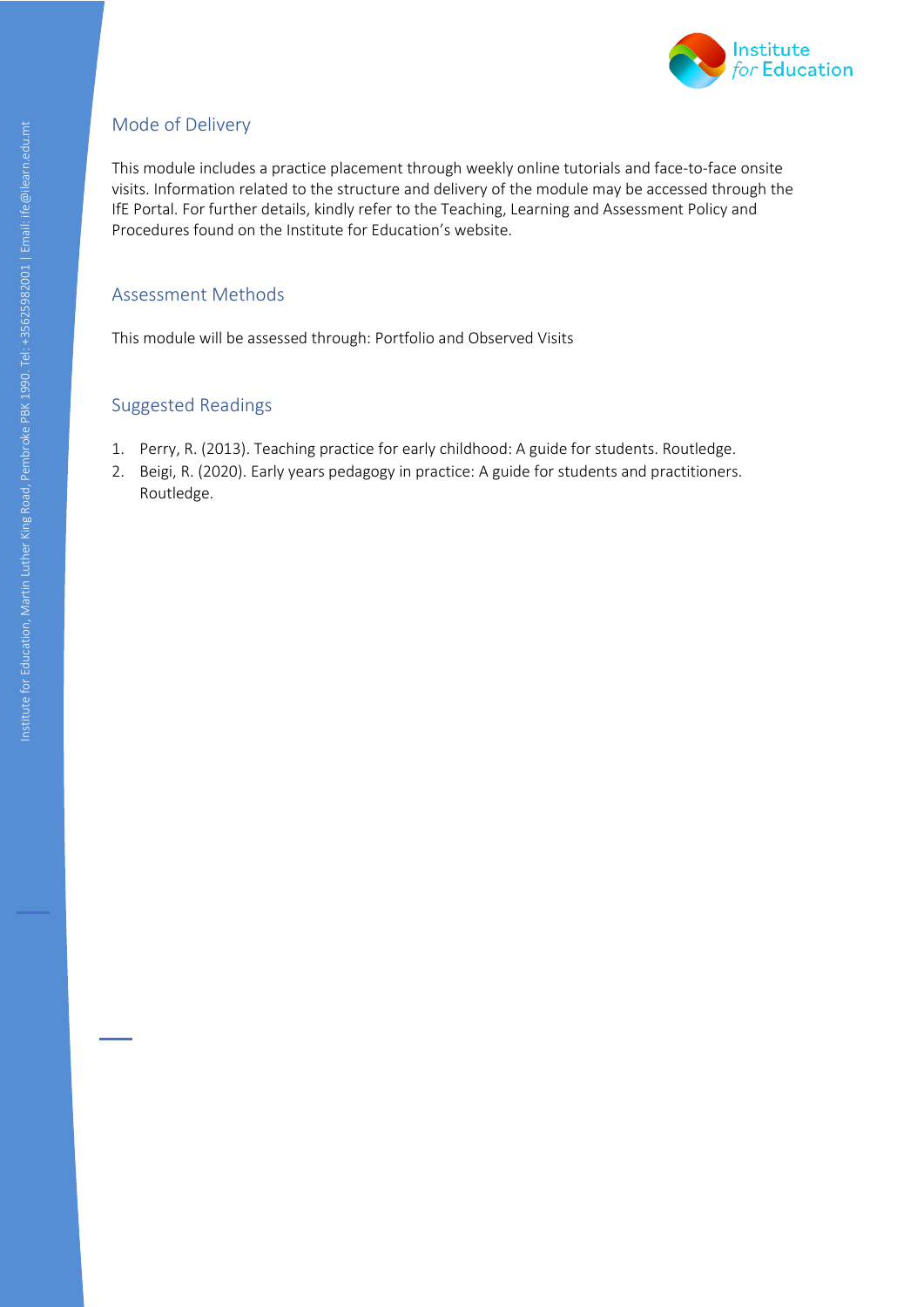## Mode of Delivery

This module includes a practice placement through weekly online tutorials and face-to-face onsite visits. Information related to the structure and delivery of the module may be accessed through the IfE Portal. For further details, kindly refer to the Teaching, Learning and Assessment Policy and Procedures found on the Institute for Education's website.

## Assessment Methods

This module will be assessed through: Portfolio and Observed Visits

## Suggested Readings

1. Perry, R. (2013). Teaching practice for early childhood: A guide for students. Routledge.
2. Beigi, R. (2020). Early years pedagogy in practice: A guide for students and practitioners. Routledge.